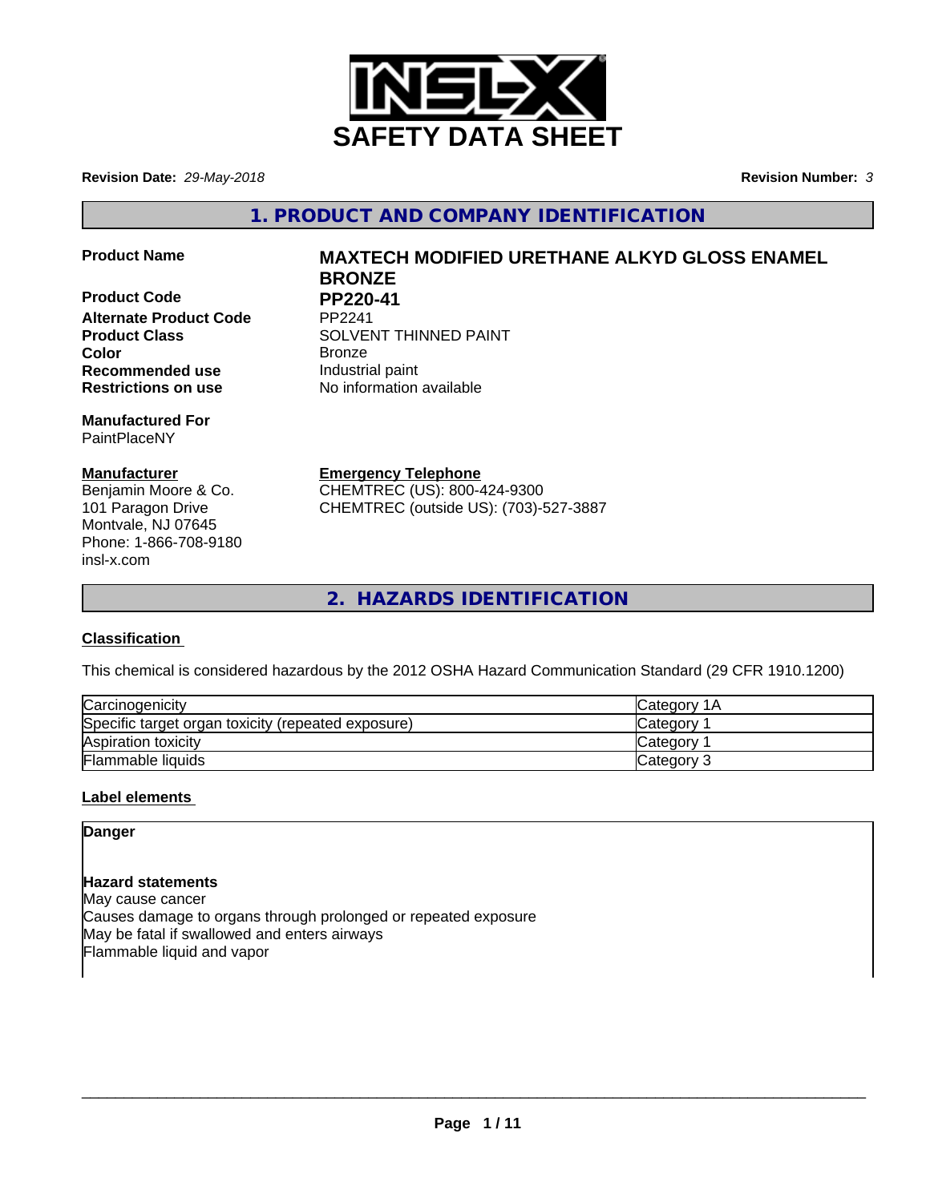# SAFETY DATA SHEET

**Revision Date:** *29-May-2018*

**Revision Number:** *3*

## 1. PRODUCT AND COMPANY IDENTIFICATION

**Product Name** **MAXTECH MODIFIED URETHANE ALKYD GLOSS ENAMEL BRONZE**

**Product Code** **PP220-41**

**Alternate Product Code** PP2241

**Product Class** SOLVENT THINNED PAINT

**Color** Bronze

**Recommended use** Industrial paint

**Restrictions on use** No information available

**Manufactured For**
PaintPlaceNY

**Manufacturer**
Benjamin Moore & Co.
101 Paragon Drive
Montvale, NJ 07645
Phone: 1-866-708-9180
insl-x.com

**Emergency Telephone**
CHEMTREC (US): 800-424-9300
CHEMTREC (outside US): (703)-527-3887

## 2. HAZARDS IDENTIFICATION

**Classification**

This chemical is considered hazardous by the 2012 OSHA Hazard Communication Standard (29 CFR 1910.1200)

| | |
|---|---|
| Carcinogenicity | Category 1A |
| Specific target organ toxicity (repeated exposure) | Category 1 |
| Aspiration toxicity | Category 1 |
| Flammable liquids | Category 3 |

**Label elements**

**Danger**

**Hazard statements**
May cause cancer
Causes damage to organs through prolonged or repeated exposure
May be fatal if swallowed and enters airways
Flammable liquid and vapor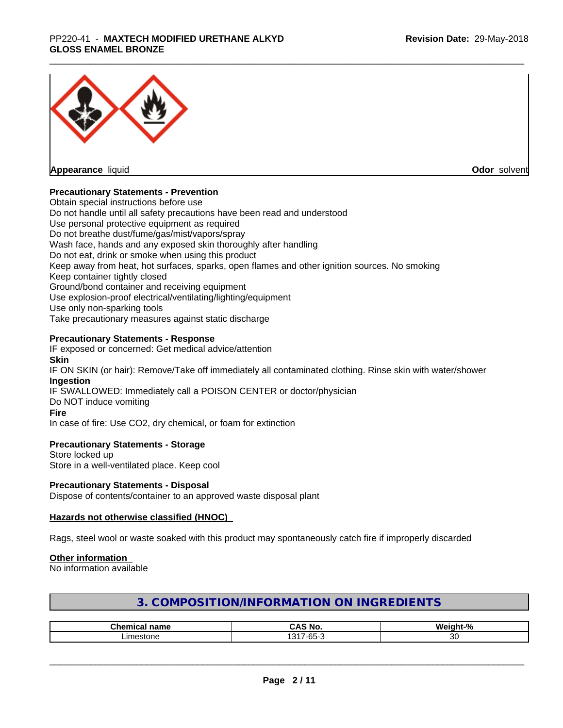**Appearance** liquid **Odor** solvent

**Precautionary Statements - Prevention**

Obtain special instructions before use
Do not handle until all safety precautions have been read and understood
Use personal protective equipment as required
Do not breathe dust/fume/gas/mist/vapors/spray
Wash face, hands and any exposed skin thoroughly after handling
Do not eat, drink or smoke when using this product
Keep away from heat, hot surfaces, sparks, open flames and other ignition sources. No smoking
Keep container tightly closed
Ground/bond container and receiving equipment
Use explosion-proof electrical/ventilating/lighting/equipment
Use only non-sparking tools
Take precautionary measures against static discharge

**Precautionary Statements - Response**

IF exposed or concerned: Get medical advice/attention

**Skin**

IF ON SKIN (or hair): Remove/Take off immediately all contaminated clothing. Rinse skin with water/shower

**Ingestion**

IF SWALLOWED: Immediately call a POISON CENTER or doctor/physician
Do NOT induce vomiting

**Fire**

In case of fire: Use CO2, dry chemical, or foam for extinction

**Precautionary Statements - Storage**

Store locked up
Store in a well-ventilated place. Keep cool

**Precautionary Statements - Disposal**

Dispose of contents/container to an approved waste disposal plant

**Hazards not otherwise classified (HNOC)**

Rags, steel wool or waste soaked with this product may spontaneously catch fire if improperly discarded

**Other information**

No information available

## 3. COMPOSITION/INFORMATION ON INGREDIENTS

| Chemical name | CAS No. | Weight-% |
|---|---|---|
| Limestone | 1317-65-3 | 30 |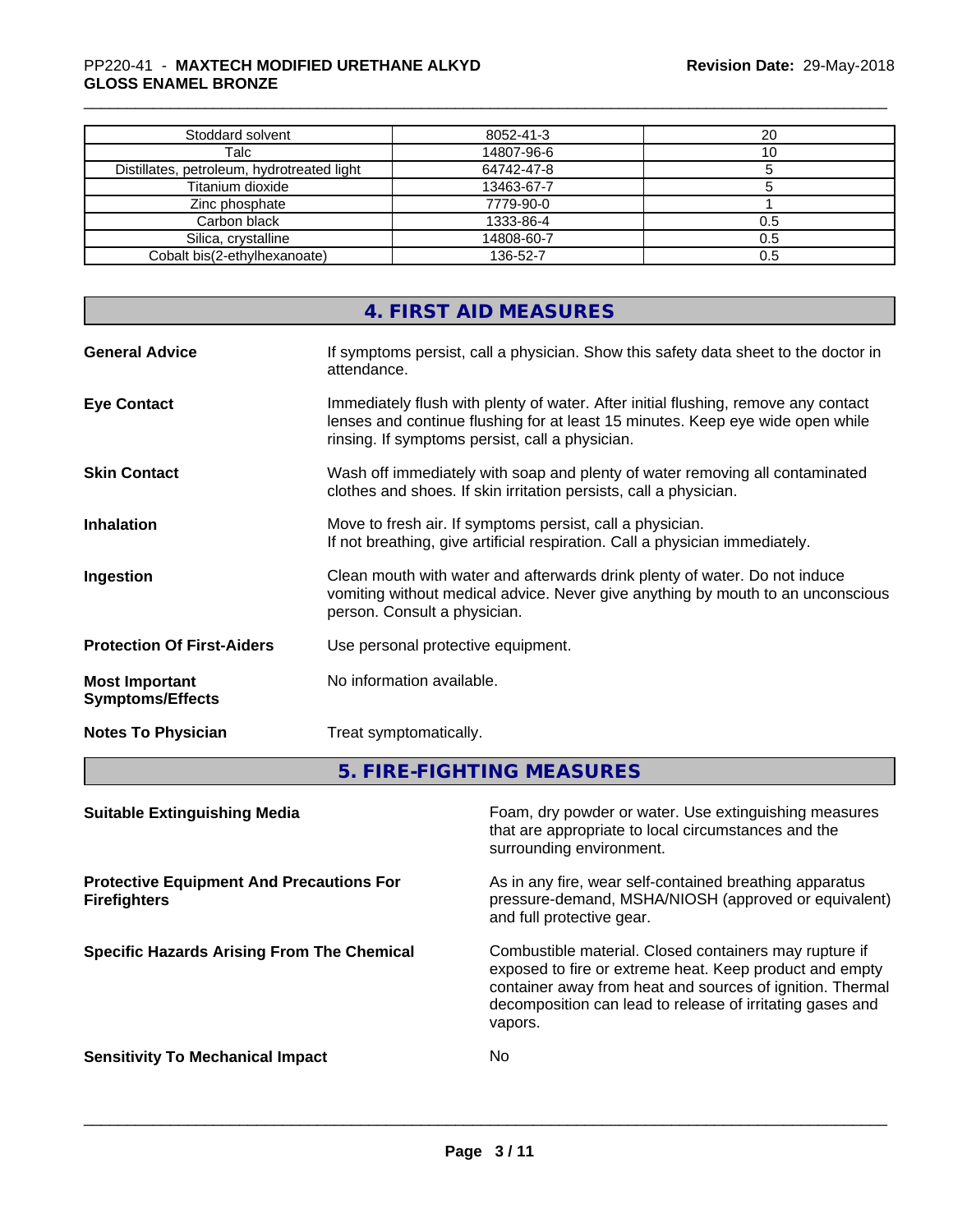| Stoddard solvent | 8052-41-3 | 20 |
|---|---|---|
| Talc | 14807-96-6 | 10 |
| Distillates, petroleum, hydrotreated light | 64742-47-8 | 5 |
| Titanium dioxide | 13463-67-7 | 5 |
| Zinc phosphate | 7779-90-0 | 1 |
| Carbon black | 1333-86-4 | 0.5 |
| Silica, crystalline | 14808-60-7 | 0.5 |
| Cobalt bis(2-ethylhexanoate) | 136-52-7 | 0.5 |

## 4. FIRST AID MEASURES

**General Advice**
If symptoms persist, call a physician. Show this safety data sheet to the doctor in attendance.

**Eye Contact**
Immediately flush with plenty of water. After initial flushing, remove any contact lenses and continue flushing for at least 15 minutes. Keep eye wide open while rinsing. If symptoms persist, call a physician.

**Skin Contact**
Wash off immediately with soap and plenty of water removing all contaminated clothes and shoes. If skin irritation persists, call a physician.

**Inhalation**
Move to fresh air. If symptoms persist, call a physician.
If not breathing, give artificial respiration. Call a physician immediately.

**Ingestion**
Clean mouth with water and afterwards drink plenty of water. Do not induce vomiting without medical advice. Never give anything by mouth to an unconscious person. Consult a physician.

**Protection Of First-Aiders**
Use personal protective equipment.

**Most Important Symptoms/Effects**
No information available.

**Notes To Physician**
Treat symptomatically.

## 5. FIRE-FIGHTING MEASURES

**Suitable Extinguishing Media**
Foam, dry powder or water. Use extinguishing measures that are appropriate to local circumstances and the surrounding environment.

**Protective Equipment And Precautions For Firefighters**
As in any fire, wear self-contained breathing apparatus pressure-demand, MSHA/NIOSH (approved or equivalent) and full protective gear.

**Specific Hazards Arising From The Chemical**
Combustible material. Closed containers may rupture if exposed to fire or extreme heat. Keep product and empty container away from heat and sources of ignition. Thermal decomposition can lead to release of irritating gases and vapors.

**Sensitivity To Mechanical Impact**
No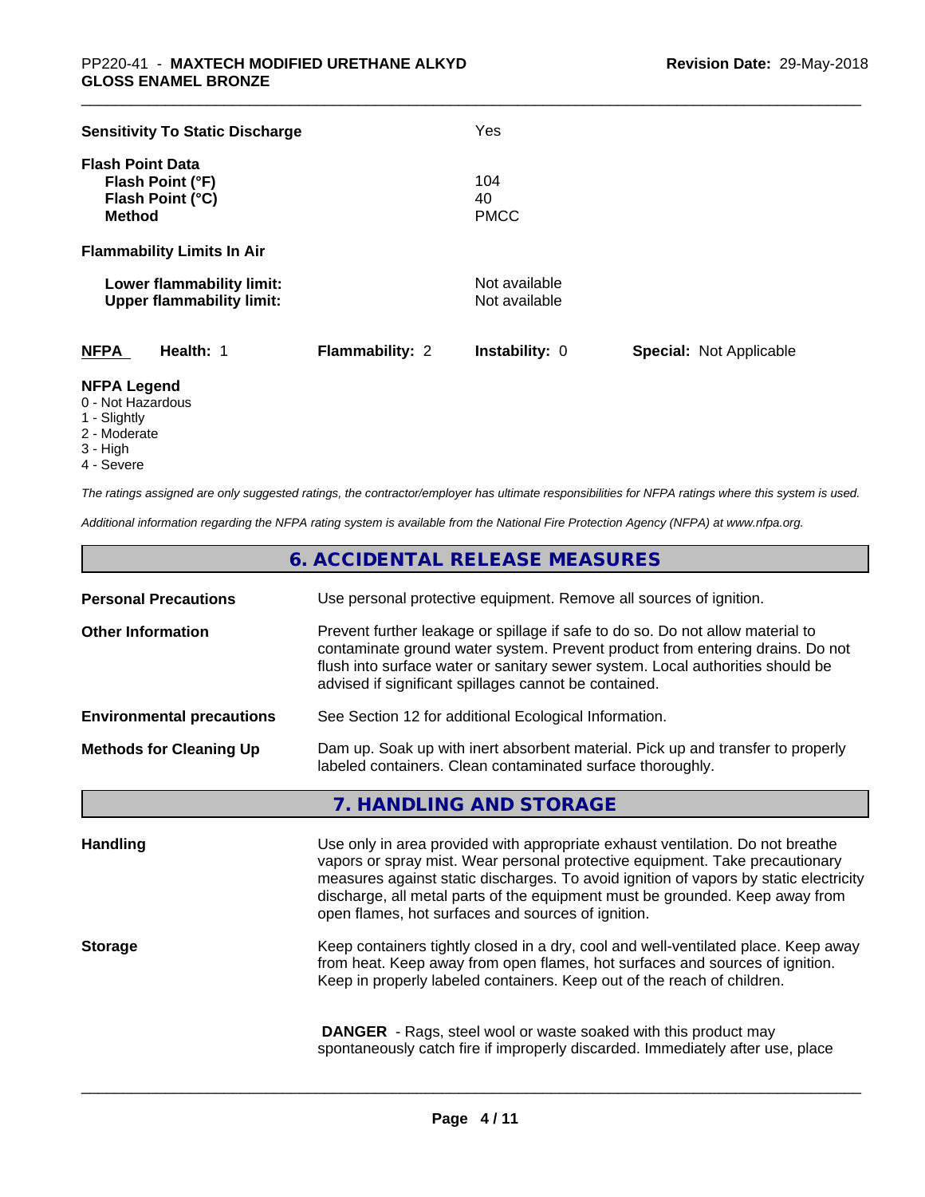| | |
|---|---|
| **Sensitivity To Static Discharge** | Yes |

**Flash Point Data**

| | |
|---|---|
| **Flash Point (°F)** | 104 |
| **Flash Point (°C)** | 40 |
| **Method** | PMCC |

**Flammability Limits In Air**

| | |
|---|---|
| **Lower flammability limit:** | Not available |
| **Upper flammability limit:** | Not available |

| **NFPA** | **Health:** 1 | **Flammability:** 2 | **Instability:** 0 | **Special:** Not Applicable |
|---|---|---|---|---|

**NFPA Legend**
- 0 - Not Hazardous
- 1 - Slightly
- 2 - Moderate
- 3 - High
- 4 - Severe

*The ratings assigned are only suggested ratings, the contractor/employer has ultimate responsibilities for NFPA ratings where this system is used.*

*Additional information regarding the NFPA rating system is available from the National Fire Protection Agency (NFPA) at www.nfpa.org.*

## 6. ACCIDENTAL RELEASE MEASURES

| | |
|---|---|
| **Personal Precautions** | Use personal protective equipment. Remove all sources of ignition. |
| **Other Information** | Prevent further leakage or spillage if safe to do so. Do not allow material to contaminate ground water system. Prevent product from entering drains. Do not flush into surface water or sanitary sewer system. Local authorities should be advised if significant spillages cannot be contained. |
| **Environmental precautions** | See Section 12 for additional Ecological Information. |
| **Methods for Cleaning Up** | Dam up. Soak up with inert absorbent material. Pick up and transfer to properly labeled containers. Clean contaminated surface thoroughly. |

## 7. HANDLING AND STORAGE

| | |
|---|---|
| **Handling** | Use only in area provided with appropriate exhaust ventilation. Do not breathe vapors or spray mist. Wear personal protective equipment. Take precautionary measures against static discharges. To avoid ignition of vapors by static electricity discharge, all metal parts of the equipment must be grounded. Keep away from open flames, hot surfaces and sources of ignition. |
| **Storage** | Keep containers tightly closed in a dry, cool and well-ventilated place. Keep away from heat. Keep away from open flames, hot surfaces and sources of ignition. Keep in properly labeled containers. Keep out of the reach of children. |

**DANGER** - Rags, steel wool or waste soaked with this product may spontaneously catch fire if improperly discarded. Immediately after use, place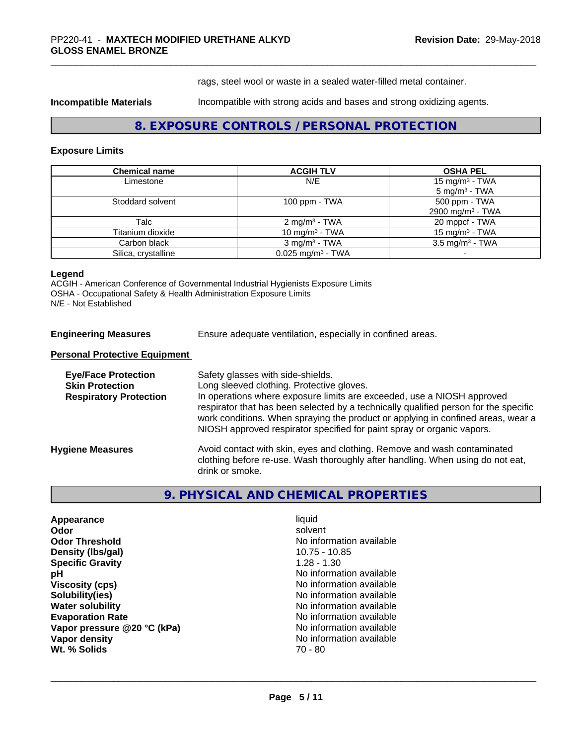rags, steel wool or waste in a sealed water-filled metal container.

**Incompatible Materials** Incompatible with strong acids and bases and strong oxidizing agents.

## 8. EXPOSURE CONTROLS / PERSONAL PROTECTION

### Exposure Limits

| Chemical name | ACGIH TLV | OSHA PEL |
|---|---|---|
| Limestone | N/E | 15 mg/m³ - TWA<br>5 mg/m³ - TWA |
| Stoddard solvent | 100 ppm - TWA | 500 ppm - TWA<br>2900 mg/m³ - TWA |
| Talc | 2 mg/m³ - TWA | 20 mppcf - TWA |
| Titanium dioxide | 10 mg/m³ - TWA | 15 mg/m³ - TWA |
| Carbon black | 3 mg/m³ - TWA | 3.5 mg/m³ - TWA |
| Silica, crystalline | 0.025 mg/m³ - TWA | - |

**Legend**
ACGIH - American Conference of Governmental Industrial Hygienists Exposure Limits
OSHA - Occupational Safety & Health Administration Exposure Limits
N/E - Not Established

**Engineering Measures** Ensure adequate ventilation, especially in confined areas.

**Personal Protective Equipment**

**Eye/Face Protection** Safety glasses with side-shields.

**Skin Protection** Long sleeved clothing. Protective gloves.

**Respiratory Protection** In operations where exposure limits are exceeded, use a NIOSH approved respirator that has been selected by a technically qualified person for the specific work conditions. When spraying the product or applying in confined areas, wear a NIOSH approved respirator specified for paint spray or organic vapors.

**Hygiene Measures** Avoid contact with skin, eyes and clothing. Remove and wash contaminated clothing before re-use. Wash thoroughly after handling. When using do not eat, drink or smoke.

## 9. PHYSICAL AND CHEMICAL PROPERTIES

| | |
|---|---|
| **Appearance** | liquid |
| **Odor** | solvent |
| **Odor Threshold** | No information available |
| **Density (lbs/gal)** | 10.75 - 10.85 |
| **Specific Gravity** | 1.28 - 1.30 |
| **pH** | No information available |
| **Viscosity (cps)** | No information available |
| **Solubility(ies)** | No information available |
| **Water solubility** | No information available |
| **Evaporation Rate** | No information available |
| **Vapor pressure @20 °C (kPa)** | No information available |
| **Vapor density** | No information available |
| **Wt. % Solids** | 70 - 80 |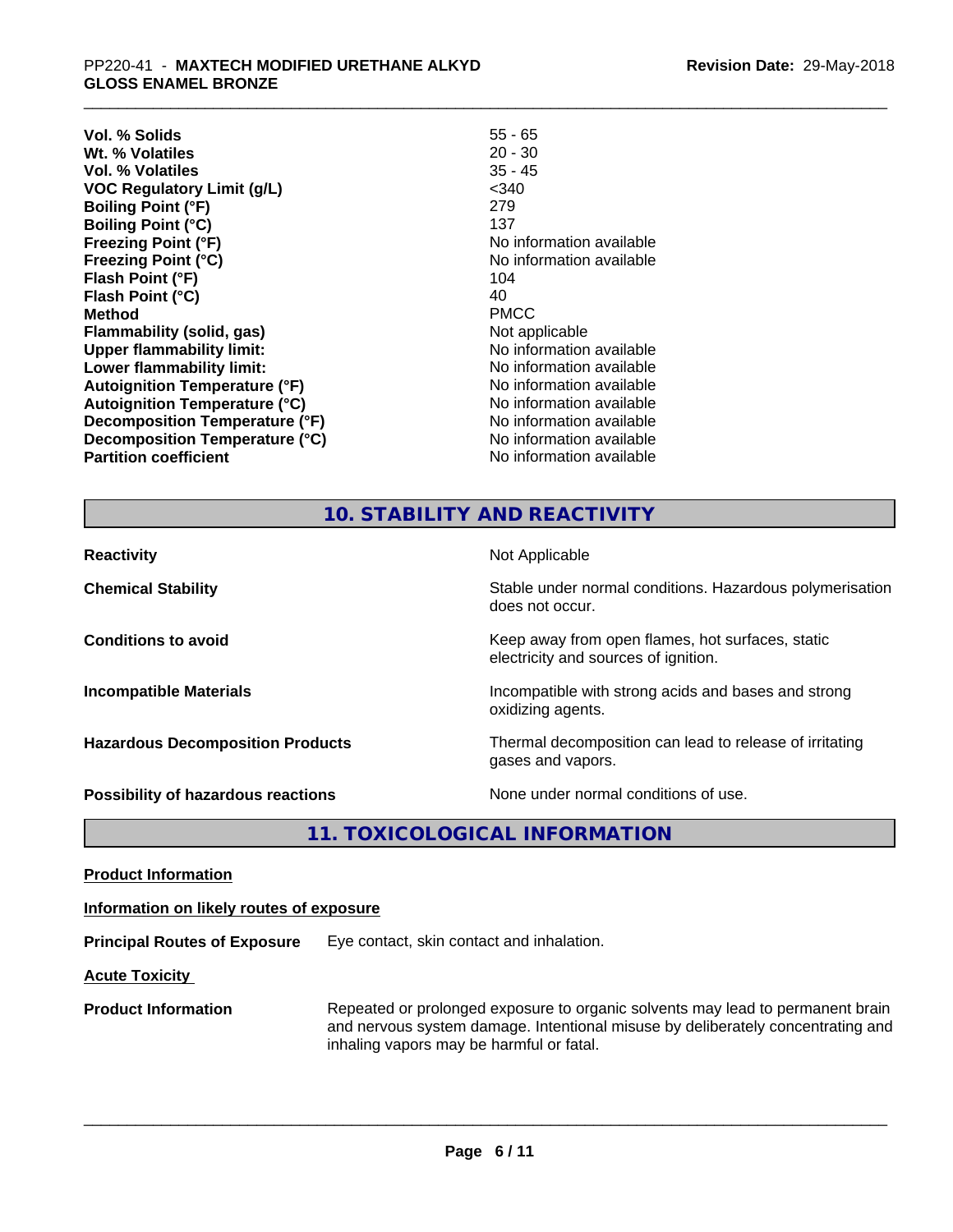| | |
|---|---|
| **Vol. % Solids** | 55 - 65 |
| **Wt. % Volatiles** | 20 - 30 |
| **Vol. % Volatiles** | 35 - 45 |
| **VOC Regulatory Limit (g/L)** | <340 |
| **Boiling Point (°F)** | 279 |
| **Boiling Point (°C)** | 137 |
| **Freezing Point (°F)** | No information available |
| **Freezing Point (°C)** | No information available |
| **Flash Point (°F)** | 104 |
| **Flash Point (°C)** | 40 |
| **Method** | PMCC |
| **Flammability (solid, gas)** | Not applicable |
| **Upper flammability limit:** | No information available |
| **Lower flammability limit:** | No information available |
| **Autoignition Temperature (°F)** | No information available |
| **Autoignition Temperature (°C)** | No information available |
| **Decomposition Temperature (°F)** | No information available |
| **Decomposition Temperature (°C)** | No information available |
| **Partition coefficient** | No information available |

## 10. STABILITY AND REACTIVITY

| | |
|---|---|
| **Reactivity** | Not Applicable |
| **Chemical Stability** | Stable under normal conditions. Hazardous polymerisation does not occur. |
| **Conditions to avoid** | Keep away from open flames, hot surfaces, static electricity and sources of ignition. |
| **Incompatible Materials** | Incompatible with strong acids and bases and strong oxidizing agents. |
| **Hazardous Decomposition Products** | Thermal decomposition can lead to release of irritating gases and vapors. |
| **Possibility of hazardous reactions** | None under normal conditions of use. |

## 11. TOXICOLOGICAL INFORMATION

**Product Information**

**Information on likely routes of exposure**

**Principal Routes of Exposure** Eye contact, skin contact and inhalation.

**Acute Toxicity**

**Product Information** Repeated or prolonged exposure to organic solvents may lead to permanent brain and nervous system damage. Intentional misuse by deliberately concentrating and inhaling vapors may be harmful or fatal.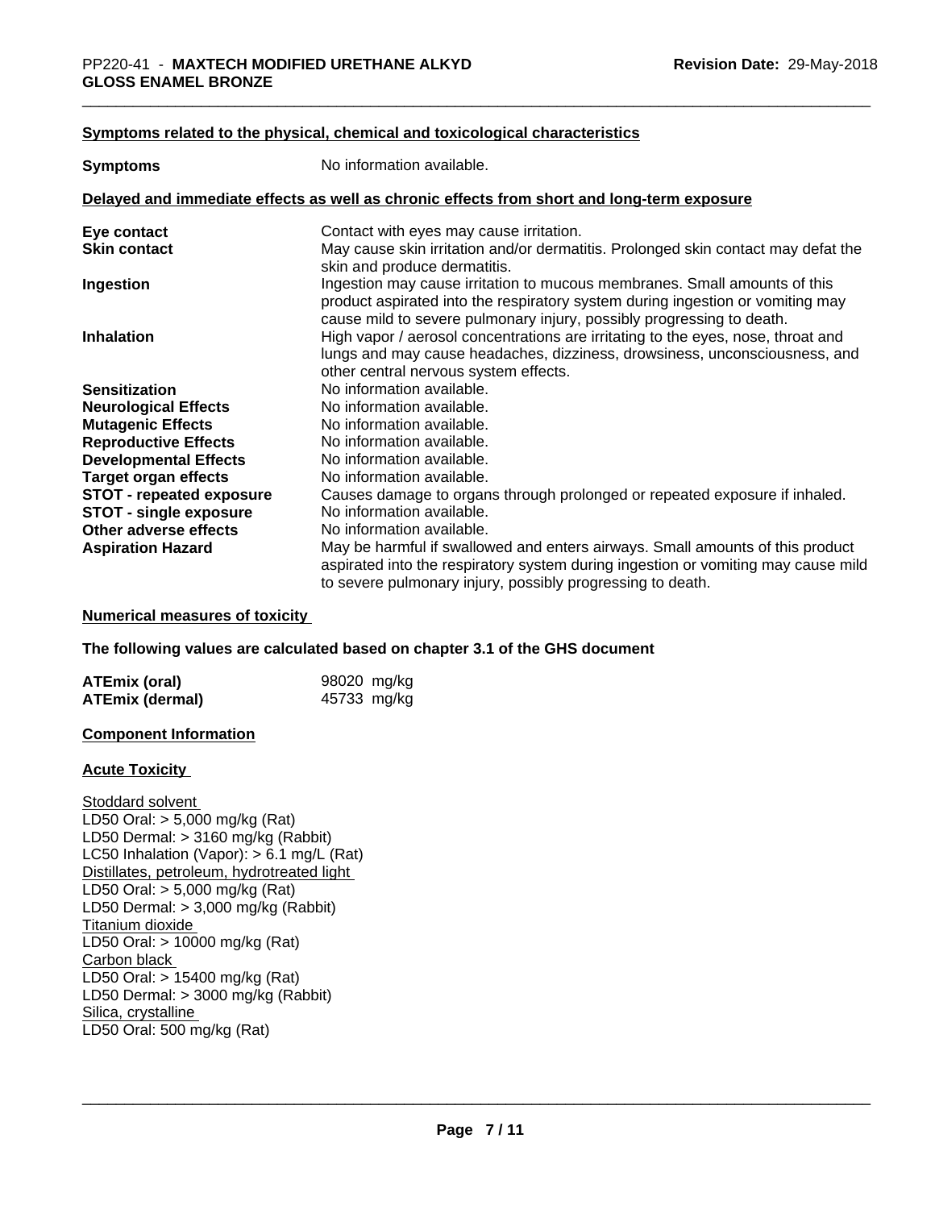**Symptoms related to the physical, chemical and toxicological characteristics**

| | |
|---|---|
| **Symptoms** | No information available. |

**Delayed and immediate effects as well as chronic effects from short and long-term exposure**

| | |
|---|---|
| **Eye contact** | Contact with eyes may cause irritation. |
| **Skin contact** | May cause skin irritation and/or dermatitis. Prolonged skin contact may defat the skin and produce dermatitis. |
| **Ingestion** | Ingestion may cause irritation to mucous membranes. Small amounts of this product aspirated into the respiratory system during ingestion or vomiting may cause mild to severe pulmonary injury, possibly progressing to death. |
| **Inhalation** | High vapor / aerosol concentrations are irritating to the eyes, nose, throat and lungs and may cause headaches, dizziness, drowsiness, unconsciousness, and other central nervous system effects. |
| **Sensitization** | No information available. |
| **Neurological Effects** | No information available. |
| **Mutagenic Effects** | No information available. |
| **Reproductive Effects** | No information available. |
| **Developmental Effects** | No information available. |
| **Target organ effects** | No information available. |
| **STOT - repeated exposure** | Causes damage to organs through prolonged or repeated exposure if inhaled. |
| **STOT - single exposure** | No information available. |
| **Other adverse effects** | No information available. |
| **Aspiration Hazard** | May be harmful if swallowed and enters airways. Small amounts of this product aspirated into the respiratory system during ingestion or vomiting may cause mild to severe pulmonary injury, possibly progressing to death. |

**Numerical measures of toxicity**

**The following values are calculated based on chapter 3.1 of the GHS document**

| | |
|---|---|
| **ATEmix (oral)** | 98020 mg/kg |
| **ATEmix (dermal)** | 45733 mg/kg |

**Component Information**

**Acute Toxicity**

Stoddard solvent
LD50 Oral: > 5,000 mg/kg (Rat)
LD50 Dermal: > 3160 mg/kg (Rabbit)
LC50 Inhalation (Vapor): > 6.1 mg/L (Rat)
Distillates, petroleum, hydrotreated light
LD50 Oral: > 5,000 mg/kg (Rat)
LD50 Dermal: > 3,000 mg/kg (Rabbit)
Titanium dioxide
LD50 Oral: > 10000 mg/kg (Rat)
Carbon black
LD50 Oral: > 15400 mg/kg (Rat)
LD50 Dermal: > 3000 mg/kg (Rabbit)
Silica, crystalline
LD50 Oral: 500 mg/kg (Rat)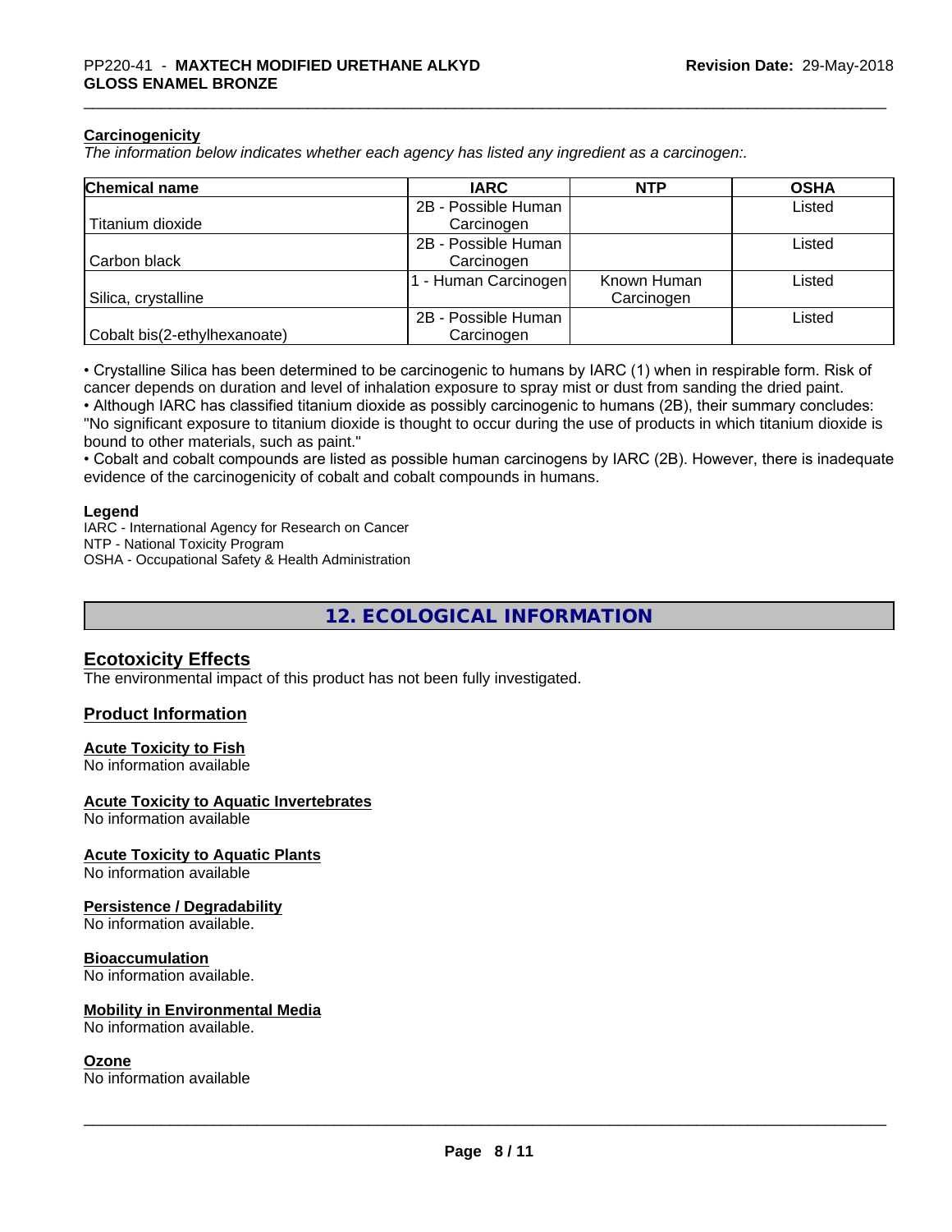### Carcinogenicity

*The information below indicates whether each agency has listed any ingredient as a carcinogen:.*

| Chemical name | IARC | NTP | OSHA |
|---|---|---|---|
| Titanium dioxide | 2B - Possible Human Carcinogen | | Listed |
| Carbon black | 2B - Possible Human Carcinogen | | Listed |
| Silica, crystalline | 1 - Human Carcinogen | Known Human Carcinogen | Listed |
| Cobalt bis(2-ethylhexanoate) | 2B - Possible Human Carcinogen | | Listed |

• Crystalline Silica has been determined to be carcinogenic to humans by IARC (1) when in respirable form. Risk of cancer depends on duration and level of inhalation exposure to spray mist or dust from sanding the dried paint.
• Although IARC has classified titanium dioxide as possibly carcinogenic to humans (2B), their summary concludes: "No significant exposure to titanium dioxide is thought to occur during the use of products in which titanium dioxide is bound to other materials, such as paint."
• Cobalt and cobalt compounds are listed as possible human carcinogens by IARC (2B). However, there is inadequate evidence of the carcinogenicity of cobalt and cobalt compounds in humans.

**Legend**
IARC - International Agency for Research on Cancer
NTP - National Toxicity Program
OSHA - Occupational Safety & Health Administration

## 12. ECOLOGICAL INFORMATION

### Ecotoxicity Effects

The environmental impact of this product has not been fully investigated.

### Product Information

**Acute Toxicity to Fish**
No information available

**Acute Toxicity to Aquatic Invertebrates**
No information available

**Acute Toxicity to Aquatic Plants**
No information available

**Persistence / Degradability**
No information available.

**Bioaccumulation**
No information available.

**Mobility in Environmental Media**
No information available.

**Ozone**
No information available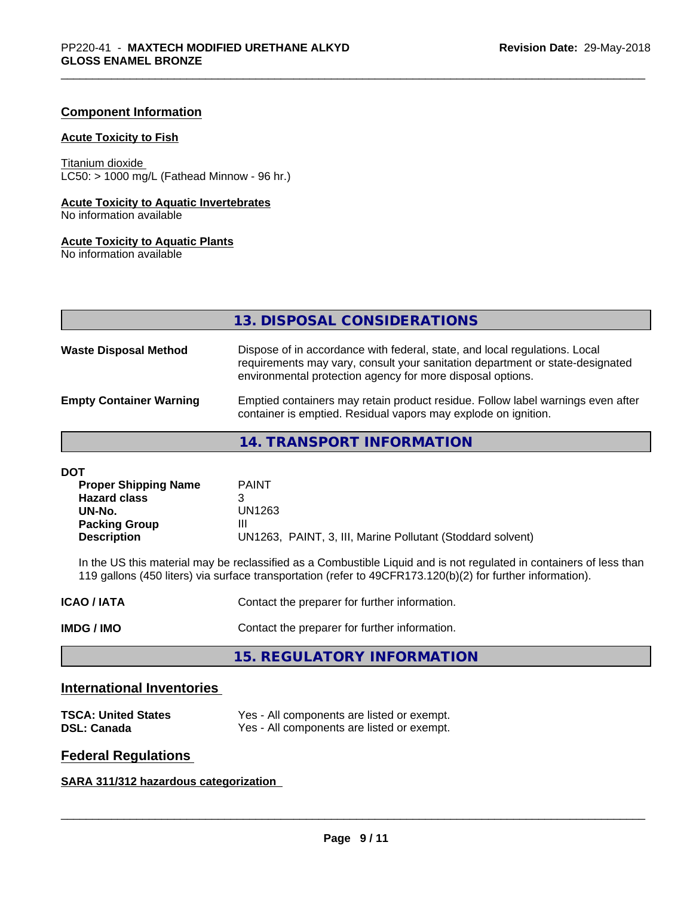## Component Information

### Acute Toxicity to Fish

Titanium dioxide
LC50: > 1000 mg/L (Fathead Minnow - 96 hr.)

### Acute Toxicity to Aquatic Invertebrates

No information available

### Acute Toxicity to Aquatic Plants

No information available

## 13. DISPOSAL CONSIDERATIONS

**Waste Disposal Method** — Dispose of in accordance with federal, state, and local regulations. Local requirements may vary, consult your sanitation department or state-designated environmental protection agency for more disposal options.

**Empty Container Warning** — Emptied containers may retain product residue. Follow label warnings even after container is emptied. Residual vapors may explode on ignition.

## 14. TRANSPORT INFORMATION

**DOT**

| | |
|---|---|
| **Proper Shipping Name** | PAINT |
| **Hazard class** | 3 |
| **UN-No.** | UN1263 |
| **Packing Group** | III |
| **Description** | UN1263, PAINT, 3, III, Marine Pollutant (Stoddard solvent) |

In the US this material may be reclassified as a Combustible Liquid and is not regulated in containers of less than 119 gallons (450 liters) via surface transportation (refer to 49CFR173.120(b)(2) for further information).

**ICAO / IATA** — Contact the preparer for further information.

**IMDG / IMO** — Contact the preparer for further information.

## 15. REGULATORY INFORMATION

### International Inventories

| | |
|---|---|
| **TSCA: United States** | Yes - All components are listed or exempt. |
| **DSL: Canada** | Yes - All components are listed or exempt. |

### Federal Regulations

**SARA 311/312 hazardous categorization**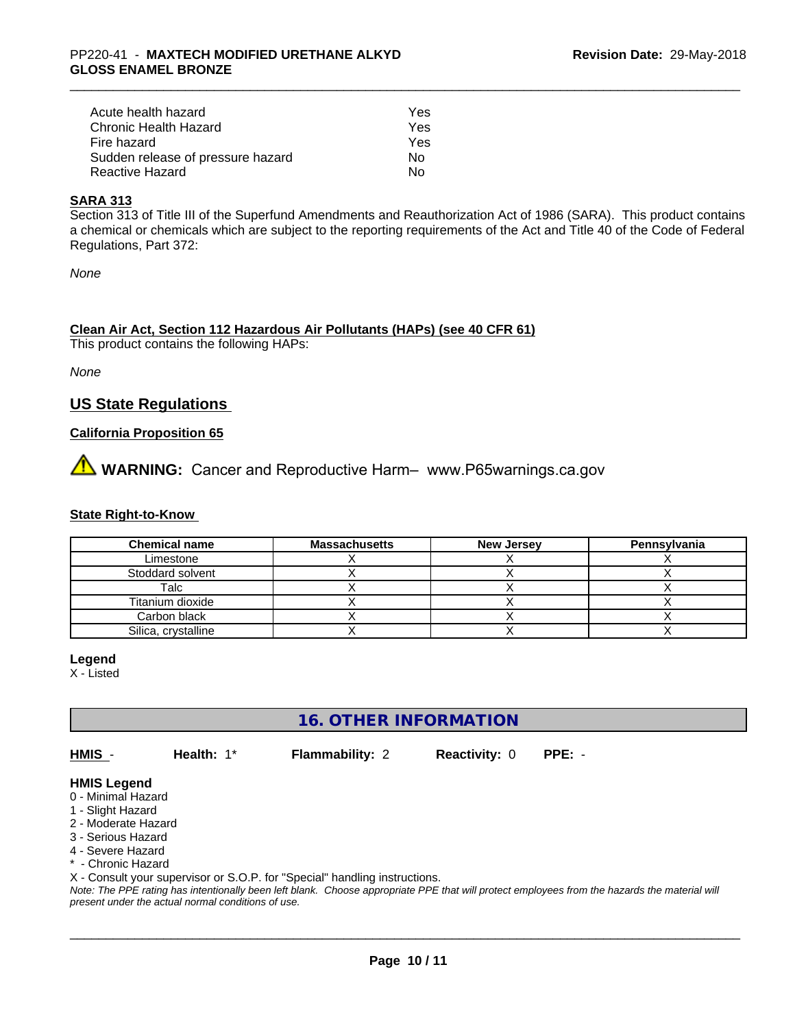| | |
|---|---|
| Acute health hazard | Yes |
| Chronic Health Hazard | Yes |
| Fire hazard | Yes |
| Sudden release of pressure hazard | No |
| Reactive Hazard | No |

**SARA 313**

Section 313 of Title III of the Superfund Amendments and Reauthorization Act of 1986 (SARA). This product contains a chemical or chemicals which are subject to the reporting requirements of the Act and Title 40 of the Code of Federal Regulations, Part 372:

*None*

**Clean Air Act, Section 112 Hazardous Air Pollutants (HAPs) (see 40 CFR 61)**

This product contains the following HAPs:

*None*

## US State Regulations

**California Proposition 65**

⚠ **WARNING:** Cancer and Reproductive Harm– www.P65warnings.ca.gov

**State Right-to-Know**

| Chemical name | Massachusetts | New Jersey | Pennsylvania |
|---|---|---|---|
| Limestone | X | X | X |
| Stoddard solvent | X | X | X |
| Talc | X | X | X |
| Titanium dioxide | X | X | X |
| Carbon black | X | X | X |
| Silica, crystalline | X | X | X |

**Legend**

X - Listed

## 16. OTHER INFORMATION

**HMIS** - **Health:** 1* **Flammability:** 2 **Reactivity:** 0 **PPE:** -

**HMIS Legend**

0 - Minimal Hazard
1 - Slight Hazard
2 - Moderate Hazard
3 - Serious Hazard
4 - Severe Hazard
* - Chronic Hazard
X - Consult your supervisor or S.O.P. for "Special" handling instructions.

*Note: The PPE rating has intentionally been left blank. Choose appropriate PPE that will protect employees from the hazards the material will present under the actual normal conditions of use.*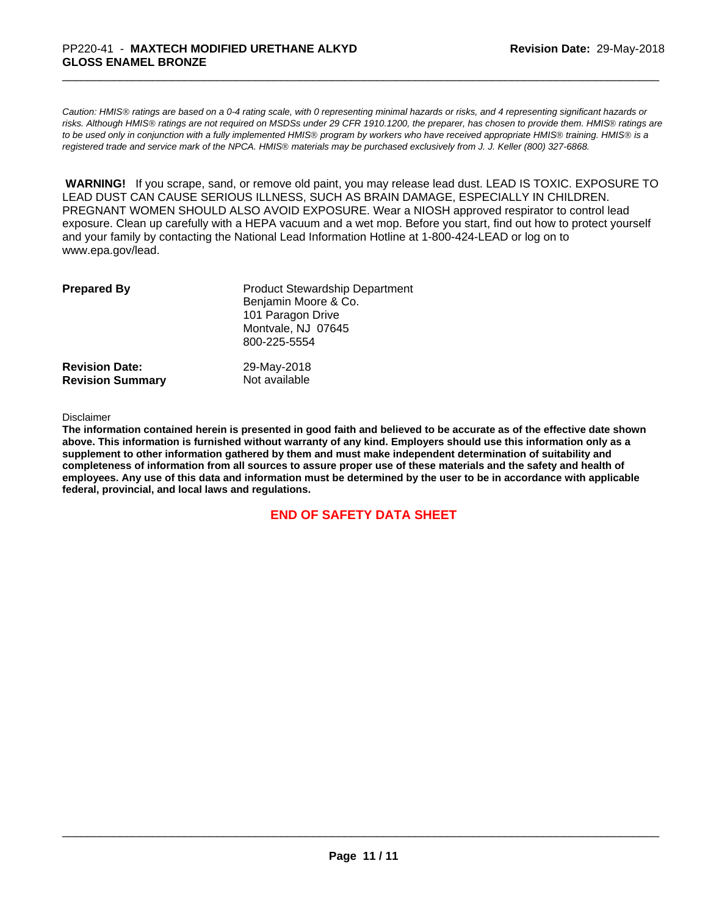*Caution: HMIS® ratings are based on a 0-4 rating scale, with 0 representing minimal hazards or risks, and 4 representing significant hazards or risks. Although HMIS® ratings are not required on MSDSs under 29 CFR 1910.1200, the preparer, has chosen to provide them. HMIS® ratings are to be used only in conjunction with a fully implemented HMIS® program by workers who have received appropriate HMIS® training. HMIS® is a registered trade and service mark of the NPCA. HMIS® materials may be purchased exclusively from J. J. Keller (800) 327-6868.*

**WARNING!** If you scrape, sand, or remove old paint, you may release lead dust. LEAD IS TOXIC. EXPOSURE TO LEAD DUST CAN CAUSE SERIOUS ILLNESS, SUCH AS BRAIN DAMAGE, ESPECIALLY IN CHILDREN. PREGNANT WOMEN SHOULD ALSO AVOID EXPOSURE. Wear a NIOSH approved respirator to control lead exposure. Clean up carefully with a HEPA vacuum and a wet mop. Before you start, find out how to protect yourself and your family by contacting the National Lead Information Hotline at 1-800-424-LEAD or log on to www.epa.gov/lead.

| | |
|---|---|
| **Prepared By** | Product Stewardship Department<br>Benjamin Moore & Co.<br>101 Paragon Drive<br>Montvale, NJ 07645<br>800-225-5554 |
| **Revision Date:** | 29-May-2018 |
| **Revision Summary** | Not available |

Disclaimer

**The information contained herein is presented in good faith and believed to be accurate as of the effective date shown above. This information is furnished without warranty of any kind. Employers should use this information only as a supplement to other information gathered by them and must make independent determination of suitability and completeness of information from all sources to assure proper use of these materials and the safety and health of employees. Any use of this data and information must be determined by the user to be in accordance with applicable federal, provincial, and local laws and regulations.**

**END OF SAFETY DATA SHEET**